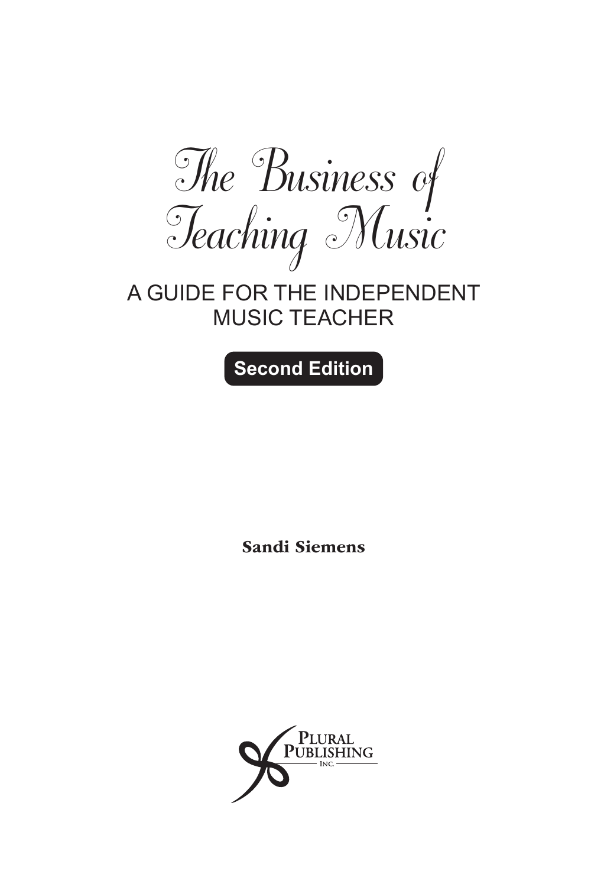# The Business of Teaching Music

## A GUIDE FOR THE INDEPENDENT MUSIC TEACHER

**Second Edition**

**Sandi Siemens**

Plural Publishing Inc.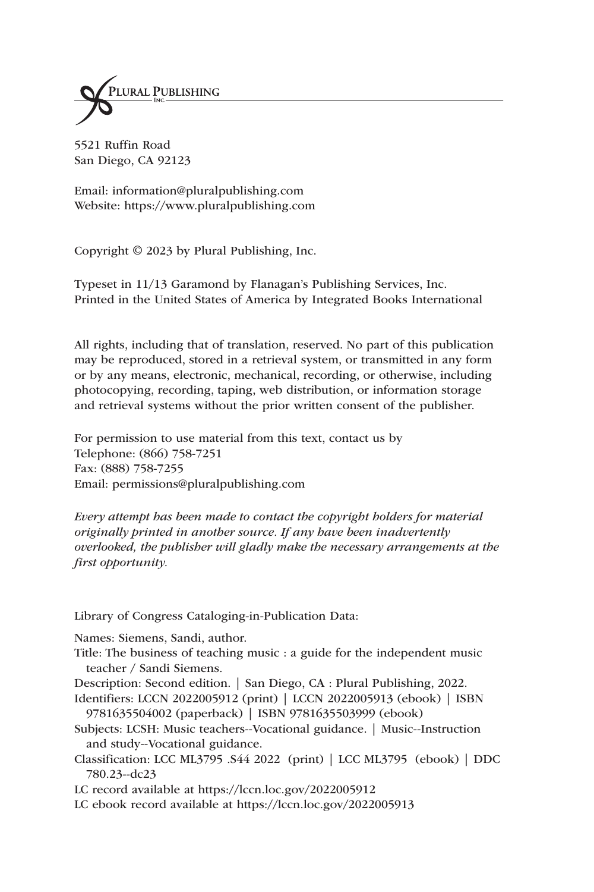PLURAL PUBLISHING INC.

5521 Ruffin Road
San Diego, CA 92123

Email: information@pluralpublishing.com
Website: https://www.pluralpublishing.com

Copyright © 2023 by Plural Publishing, Inc.

Typeset in 11/13 Garamond by Flanagan's Publishing Services, Inc.
Printed in the United States of America by Integrated Books International

All rights, including that of translation, reserved. No part of this publication may be reproduced, stored in a retrieval system, or transmitted in any form or by any means, electronic, mechanical, recording, or otherwise, including photocopying, recording, taping, web distribution, or information storage and retrieval systems without the prior written consent of the publisher.

For permission to use material from this text, contact us by
Telephone: (866) 758-7251
Fax: (888) 758-7255
Email: permissions@pluralpublishing.com

*Every attempt has been made to contact the copyright holders for material originally printed in another source. If any have been inadvertently overlooked, the publisher will gladly make the necessary arrangements at the first opportunity.*

Library of Congress Cataloging-in-Publication Data:

Names: Siemens, Sandi, author.
Title: The business of teaching music : a guide for the independent music teacher / Sandi Siemens.
Description: Second edition. | San Diego, CA : Plural Publishing, 2022.
Identifiers: LCCN 2022005912 (print) | LCCN 2022005913 (ebook) | ISBN 9781635504002 (paperback) | ISBN 9781635503999 (ebook)
Subjects: LCSH: Music teachers--Vocational guidance. | Music--Instruction and study--Vocational guidance.
Classification: LCC ML3795 .S44 2022 (print) | LCC ML3795 (ebook) | DDC 780.23--dc23
LC record available at https://lccn.loc.gov/2022005912
LC ebook record available at https://lccn.loc.gov/2022005913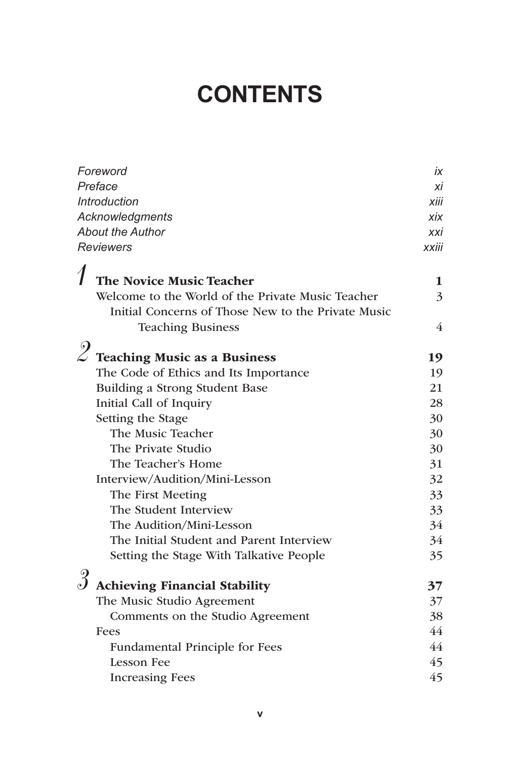# CONTENTS

| | |
|---|---|
| *Foreword* | *ix* |
| *Preface* | *xi* |
| *Introduction* | *xiii* |
| *Acknowledgments* | *xix* |
| *About the Author* | *xxi* |
| *Reviewers* | *xxiii* |
| **1 The Novice Music Teacher** | **1** |
| Welcome to the World of the Private Music Teacher | 3 |
| Initial Concerns of Those New to the Private Music Teaching Business | 4 |
| **2 Teaching Music as a Business** | **19** |
| The Code of Ethics and Its Importance | 19 |
| Building a Strong Student Base | 21 |
| Initial Call of Inquiry | 28 |
| Setting the Stage | 30 |
| The Music Teacher | 30 |
| The Private Studio | 30 |
| The Teacher's Home | 31 |
| Interview/Audition/Mini-Lesson | 32 |
| The First Meeting | 33 |
| The Student Interview | 33 |
| The Audition/Mini-Lesson | 34 |
| The Initial Student and Parent Interview | 34 |
| Setting the Stage With Talkative People | 35 |
| **3 Achieving Financial Stability** | **37** |
| The Music Studio Agreement | 37 |
| Comments on the Studio Agreement | 38 |
| Fees | 44 |
| Fundamental Principle for Fees | 44 |
| Lesson Fee | 45 |
| Increasing Fees | 45 |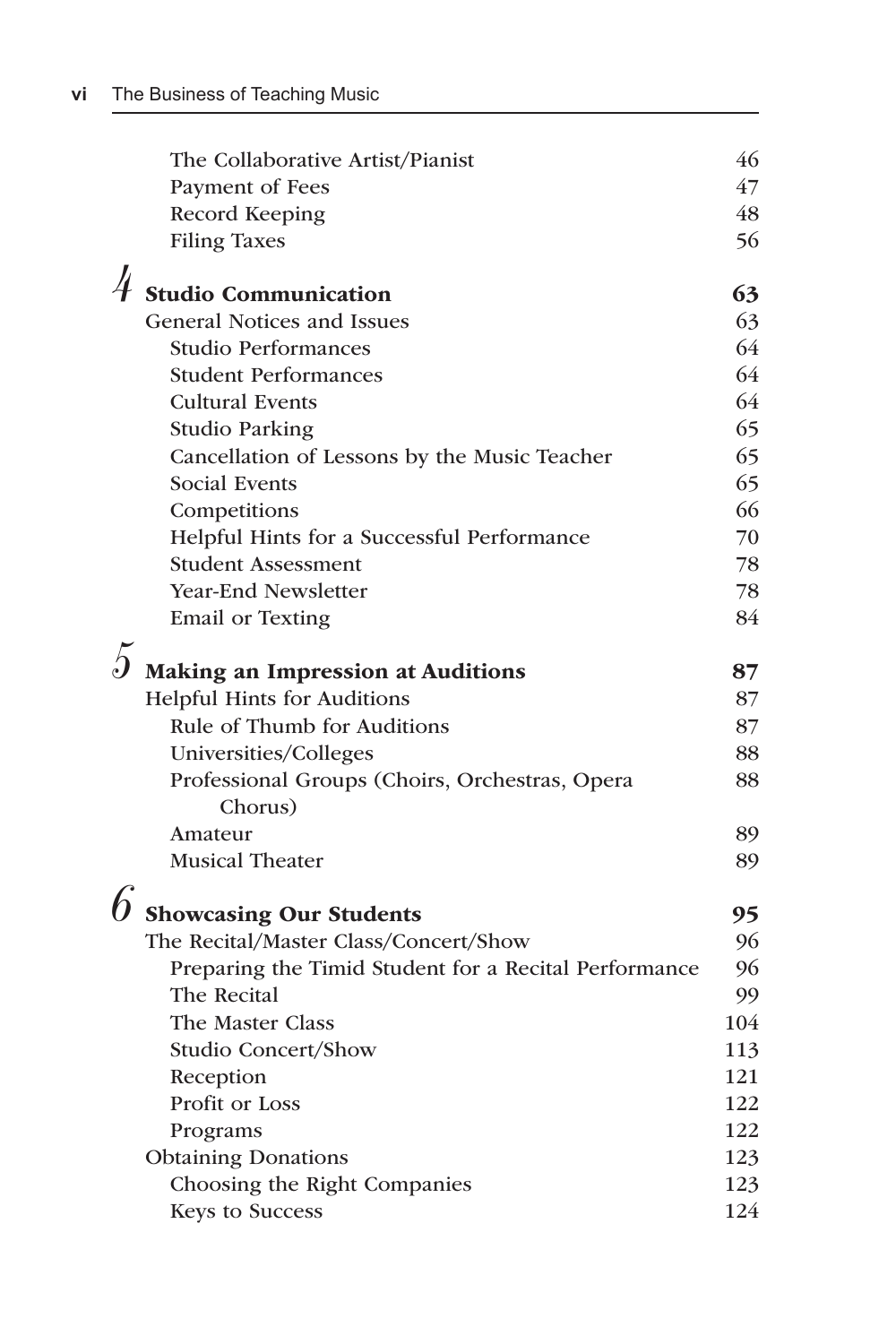| | |
|---|---|
| The Collaborative Artist/Pianist | 46 |
| Payment of Fees | 47 |
| Record Keeping | 48 |
| Filing Taxes | 56 |

**4 Studio Communication** — **63**

| | |
|---|---|
| General Notices and Issues | 63 |
| Studio Performances | 64 |
| Student Performances | 64 |
| Cultural Events | 64 |
| Studio Parking | 65 |
| Cancellation of Lessons by the Music Teacher | 65 |
| Social Events | 65 |
| Competitions | 66 |
| Helpful Hints for a Successful Performance | 70 |
| Student Assessment | 78 |
| Year-End Newsletter | 78 |
| Email or Texting | 84 |

**5 Making an Impression at Auditions** — **87**

| | |
|---|---|
| Helpful Hints for Auditions | 87 |
| Rule of Thumb for Auditions | 87 |
| Universities/Colleges | 88 |
| Professional Groups (Choirs, Orchestras, Opera Chorus) | 88 |
| Amateur | 89 |
| Musical Theater | 89 |

**6 Showcasing Our Students** — **95**

| | |
|---|---|
| The Recital/Master Class/Concert/Show | 96 |
| Preparing the Timid Student for a Recital Performance | 96 |
| The Recital | 99 |
| The Master Class | 104 |
| Studio Concert/Show | 113 |
| Reception | 121 |
| Profit or Loss | 122 |
| Programs | 122 |
| Obtaining Donations | 123 |
| Choosing the Right Companies | 123 |
| Keys to Success | 124 |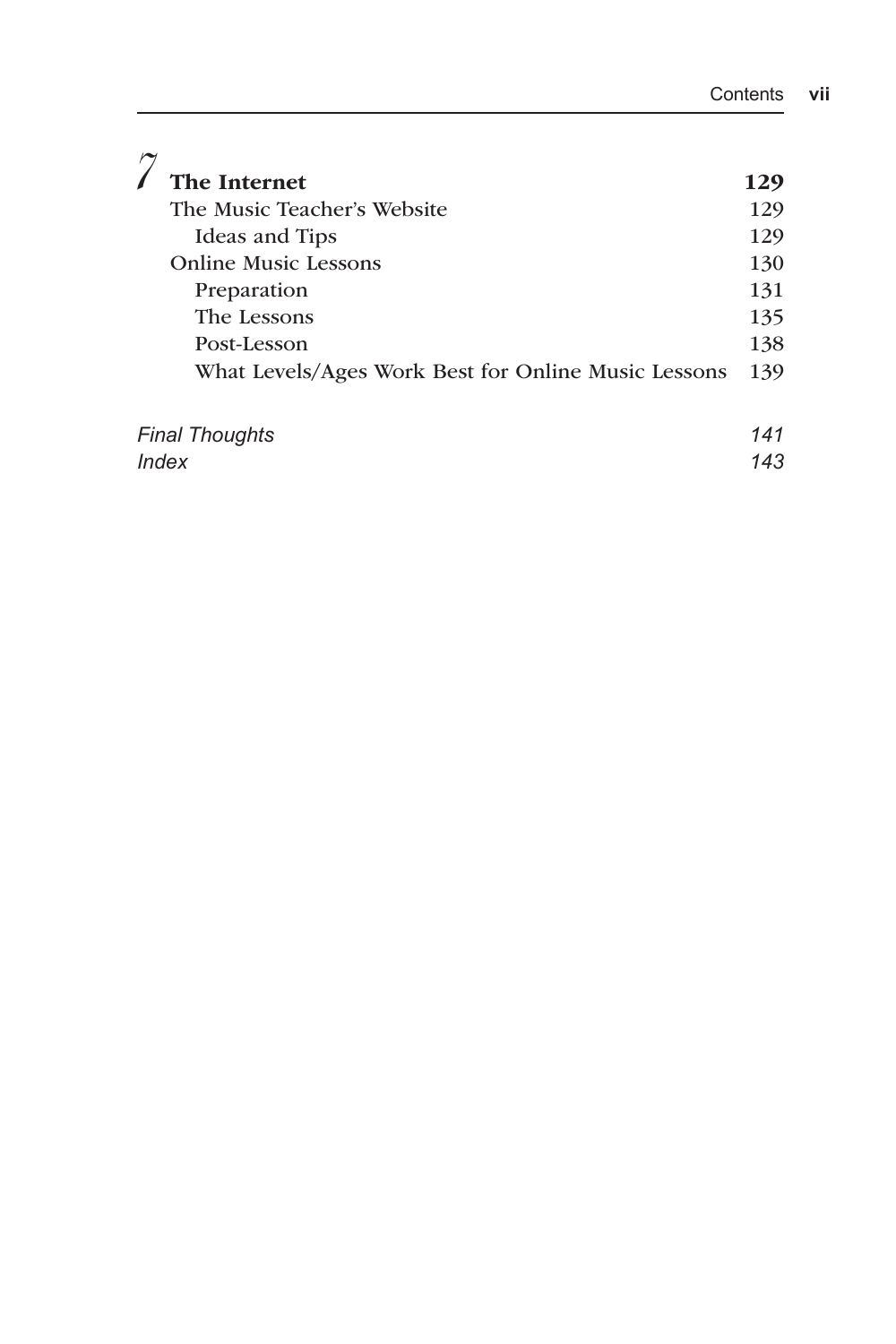**7 The Internet** — **129**

- The Music Teacher's Website — 129
  - Ideas and Tips — 129
- Online Music Lessons — 130
  - Preparation — 131
  - The Lessons — 135
  - Post-Lesson — 138
  - What Levels/Ages Work Best for Online Music Lessons — 139

*Final Thoughts* — *141*

*Index* — *143*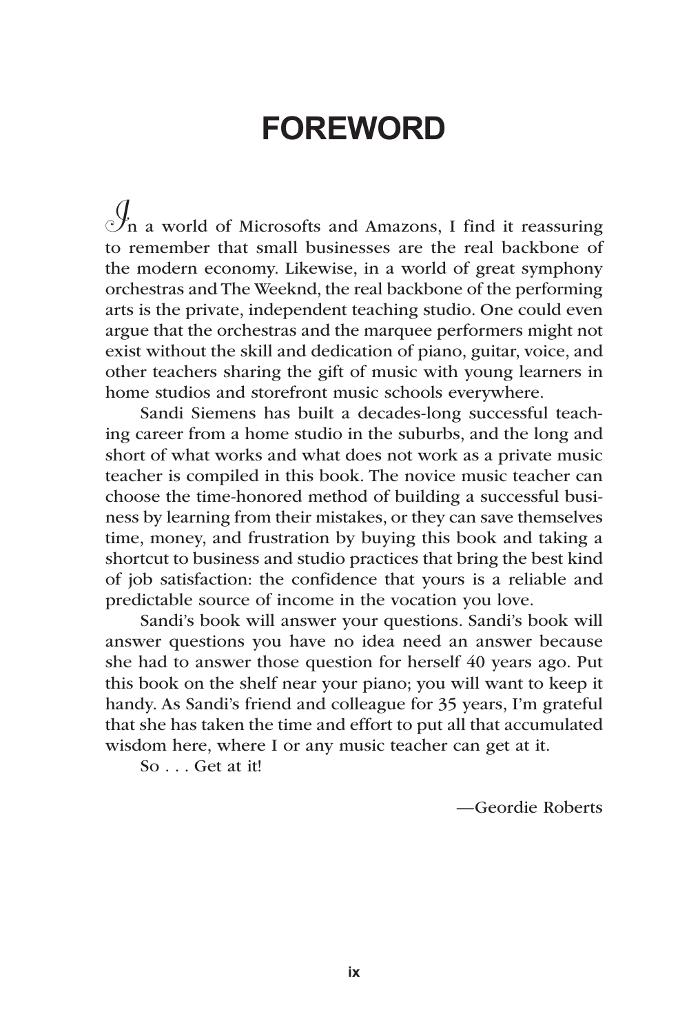# FOREWORD

In a world of Microsofts and Amazons, I find it reassuring to remember that small businesses are the real backbone of the modern economy. Likewise, in a world of great symphony orchestras and The Weeknd, the real backbone of the performing arts is the private, independent teaching studio. One could even argue that the orchestras and the marquee performers might not exist without the skill and dedication of piano, guitar, voice, and other teachers sharing the gift of music with young learners in home studios and storefront music schools everywhere.

Sandi Siemens has built a decades-long successful teaching career from a home studio in the suburbs, and the long and short of what works and what does not work as a private music teacher is compiled in this book. The novice music teacher can choose the time-honored method of building a successful business by learning from their mistakes, or they can save themselves time, money, and frustration by buying this book and taking a shortcut to business and studio practices that bring the best kind of job satisfaction: the confidence that yours is a reliable and predictable source of income in the vocation you love.

Sandi's book will answer your questions. Sandi's book will answer questions you have no idea need an answer because she had to answer those question for herself 40 years ago. Put this book on the shelf near your piano; you will want to keep it handy. As Sandi's friend and colleague for 35 years, I'm grateful that she has taken the time and effort to put all that accumulated wisdom here, where I or any music teacher can get at it.

So . . . Get at it!

—Geordie Roberts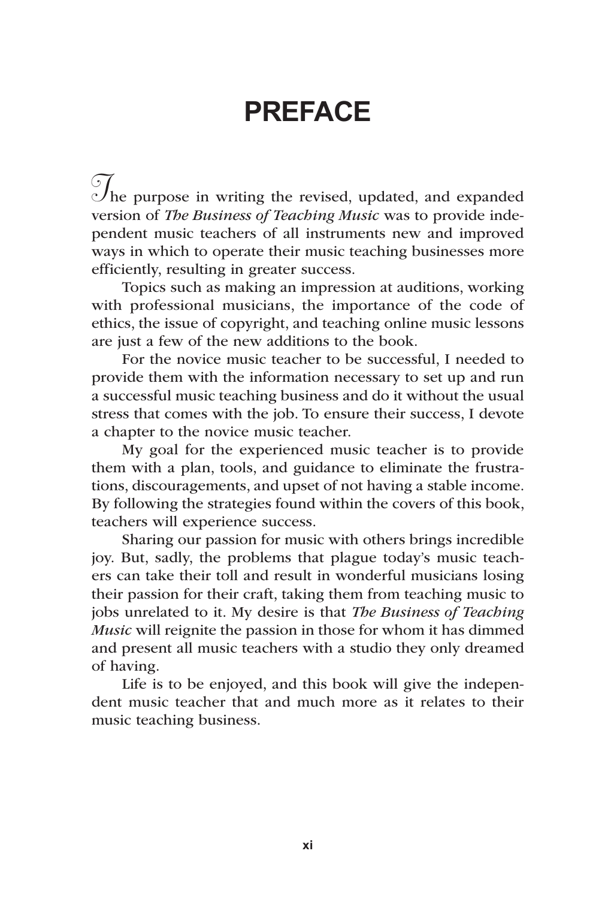# PREFACE

The purpose in writing the revised, updated, and expanded version of *The Business of Teaching Music* was to provide independent music teachers of all instruments new and improved ways in which to operate their music teaching businesses more efficiently, resulting in greater success.

Topics such as making an impression at auditions, working with professional musicians, the importance of the code of ethics, the issue of copyright, and teaching online music lessons are just a few of the new additions to the book.

For the novice music teacher to be successful, I needed to provide them with the information necessary to set up and run a successful music teaching business and do it without the usual stress that comes with the job. To ensure their success, I devote a chapter to the novice music teacher.

My goal for the experienced music teacher is to provide them with a plan, tools, and guidance to eliminate the frustrations, discouragements, and upset of not having a stable income. By following the strategies found within the covers of this book, teachers will experience success.

Sharing our passion for music with others brings incredible joy. But, sadly, the problems that plague today's music teachers can take their toll and result in wonderful musicians losing their passion for their craft, taking them from teaching music to jobs unrelated to it. My desire is that *The Business of Teaching Music* will reignite the passion in those for whom it has dimmed and present all music teachers with a studio they only dreamed of having.

Life is to be enjoyed, and this book will give the independent music teacher that and much more as it relates to their music teaching business.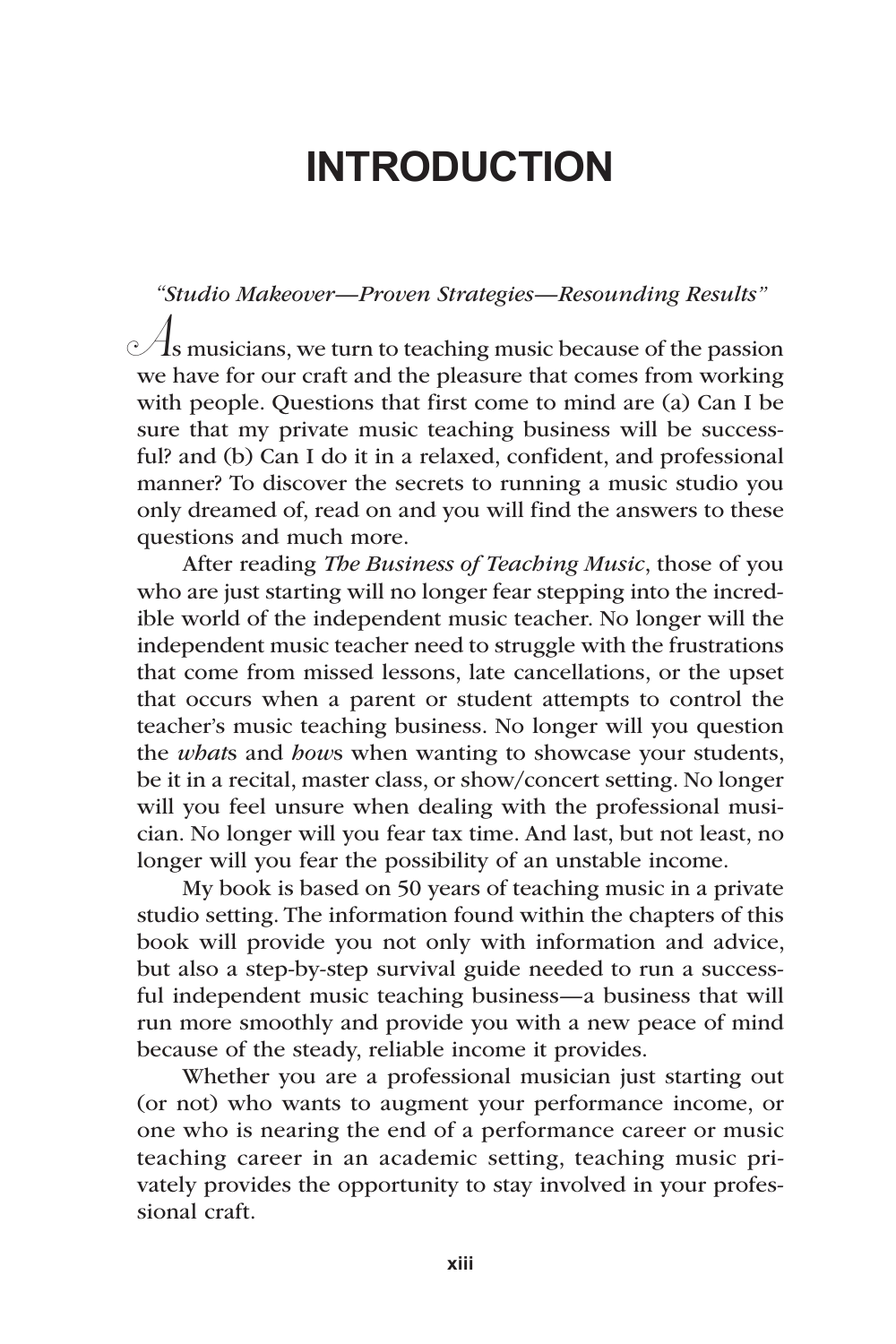# INTRODUCTION

*"Studio Makeover—Proven Strategies—Resounding Results"*

As musicians, we turn to teaching music because of the passion we have for our craft and the pleasure that comes from working with people. Questions that first come to mind are (a) Can I be sure that my private music teaching business will be successful? and (b) Can I do it in a relaxed, confident, and professional manner? To discover the secrets to running a music studio you only dreamed of, read on and you will find the answers to these questions and much more.

After reading *The Business of Teaching Music*, those of you who are just starting will no longer fear stepping into the incredible world of the independent music teacher. No longer will the independent music teacher need to struggle with the frustrations that come from missed lessons, late cancellations, or the upset that occurs when a parent or student attempts to control the teacher's music teaching business. No longer will you question the *what*s and *how*s when wanting to showcase your students, be it in a recital, master class, or show/concert setting. No longer will you feel unsure when dealing with the professional musician. No longer will you fear tax time. And last, but not least, no longer will you fear the possibility of an unstable income.

My book is based on 50 years of teaching music in a private studio setting. The information found within the chapters of this book will provide you not only with information and advice, but also a step-by-step survival guide needed to run a successful independent music teaching business—a business that will run more smoothly and provide you with a new peace of mind because of the steady, reliable income it provides.

Whether you are a professional musician just starting out (or not) who wants to augment your performance income, or one who is nearing the end of a performance career or music teaching career in an academic setting, teaching music privately provides the opportunity to stay involved in your professional craft.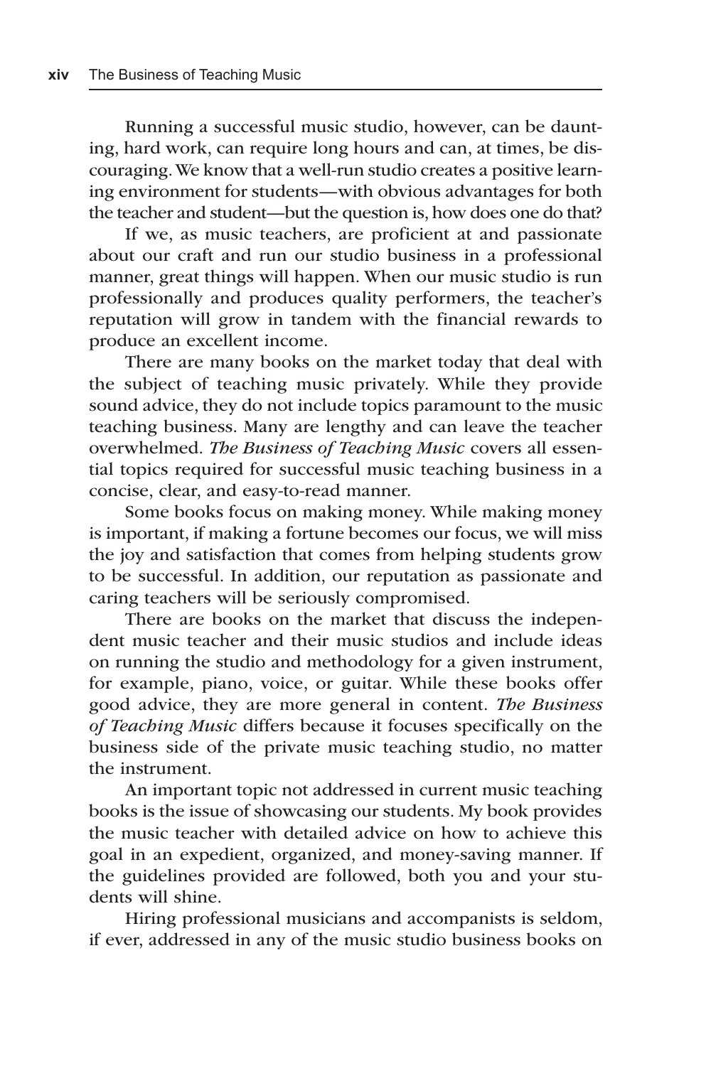Running a successful music studio, however, can be daunting, hard work, can require long hours and can, at times, be discouraging. We know that a well-run studio creates a positive learning environment for students—with obvious advantages for both the teacher and student—but the question is, how does one do that?

If we, as music teachers, are proficient at and passionate about our craft and run our studio business in a professional manner, great things will happen. When our music studio is run professionally and produces quality performers, the teacher's reputation will grow in tandem with the financial rewards to produce an excellent income.

There are many books on the market today that deal with the subject of teaching music privately. While they provide sound advice, they do not include topics paramount to the music teaching business. Many are lengthy and can leave the teacher overwhelmed. *The Business of Teaching Music* covers all essential topics required for successful music teaching business in a concise, clear, and easy-to-read manner.

Some books focus on making money. While making money is important, if making a fortune becomes our focus, we will miss the joy and satisfaction that comes from helping students grow to be successful. In addition, our reputation as passionate and caring teachers will be seriously compromised.

There are books on the market that discuss the independent music teacher and their music studios and include ideas on running the studio and methodology for a given instrument, for example, piano, voice, or guitar. While these books offer good advice, they are more general in content. *The Business of Teaching Music* differs because it focuses specifically on the business side of the private music teaching studio, no matter the instrument.

An important topic not addressed in current music teaching books is the issue of showcasing our students. My book provides the music teacher with detailed advice on how to achieve this goal in an expedient, organized, and money-saving manner. If the guidelines provided are followed, both you and your students will shine.

Hiring professional musicians and accompanists is seldom, if ever, addressed in any of the music studio business books on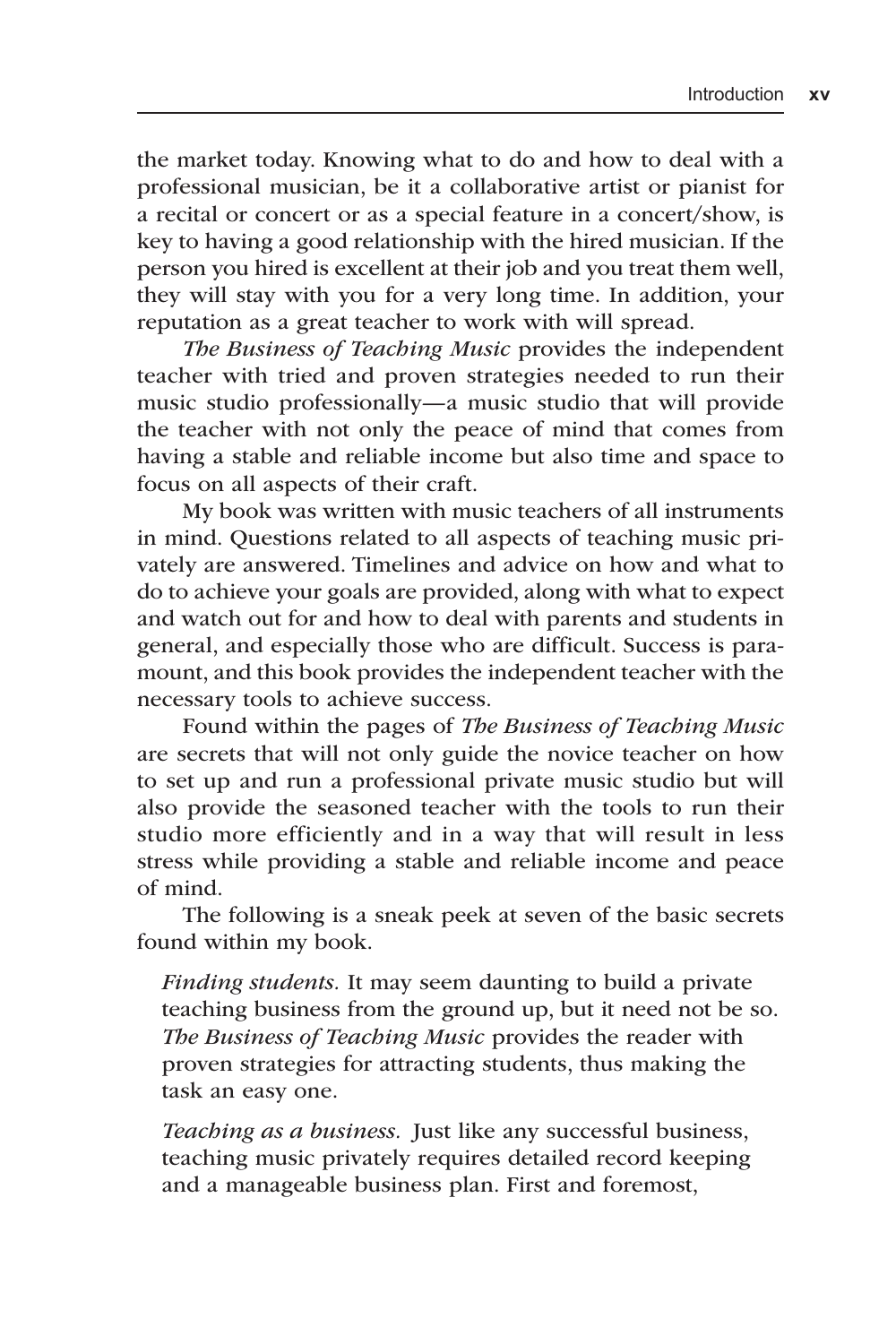the market today. Knowing what to do and how to deal with a professional musician, be it a collaborative artist or pianist for a recital or concert or as a special feature in a concert/show, is key to having a good relationship with the hired musician. If the person you hired is excellent at their job and you treat them well, they will stay with you for a very long time. In addition, your reputation as a great teacher to work with will spread.

*The Business of Teaching Music* provides the independent teacher with tried and proven strategies needed to run their music studio professionally—a music studio that will provide the teacher with not only the peace of mind that comes from having a stable and reliable income but also time and space to focus on all aspects of their craft.

My book was written with music teachers of all instruments in mind. Questions related to all aspects of teaching music privately are answered. Timelines and advice on how and what to do to achieve your goals are provided, along with what to expect and watch out for and how to deal with parents and students in general, and especially those who are difficult. Success is paramount, and this book provides the independent teacher with the necessary tools to achieve success.

Found within the pages of *The Business of Teaching Music* are secrets that will not only guide the novice teacher on how to set up and run a professional private music studio but will also provide the seasoned teacher with the tools to run their studio more efficiently and in a way that will result in less stress while providing a stable and reliable income and peace of mind.

The following is a sneak peek at seven of the basic secrets found within my book.

*Finding students.* It may seem daunting to build a private teaching business from the ground up, but it need not be so. *The Business of Teaching Music* provides the reader with proven strategies for attracting students, thus making the task an easy one.

*Teaching as a business.* Just like any successful business, teaching music privately requires detailed record keeping and a manageable business plan. First and foremost,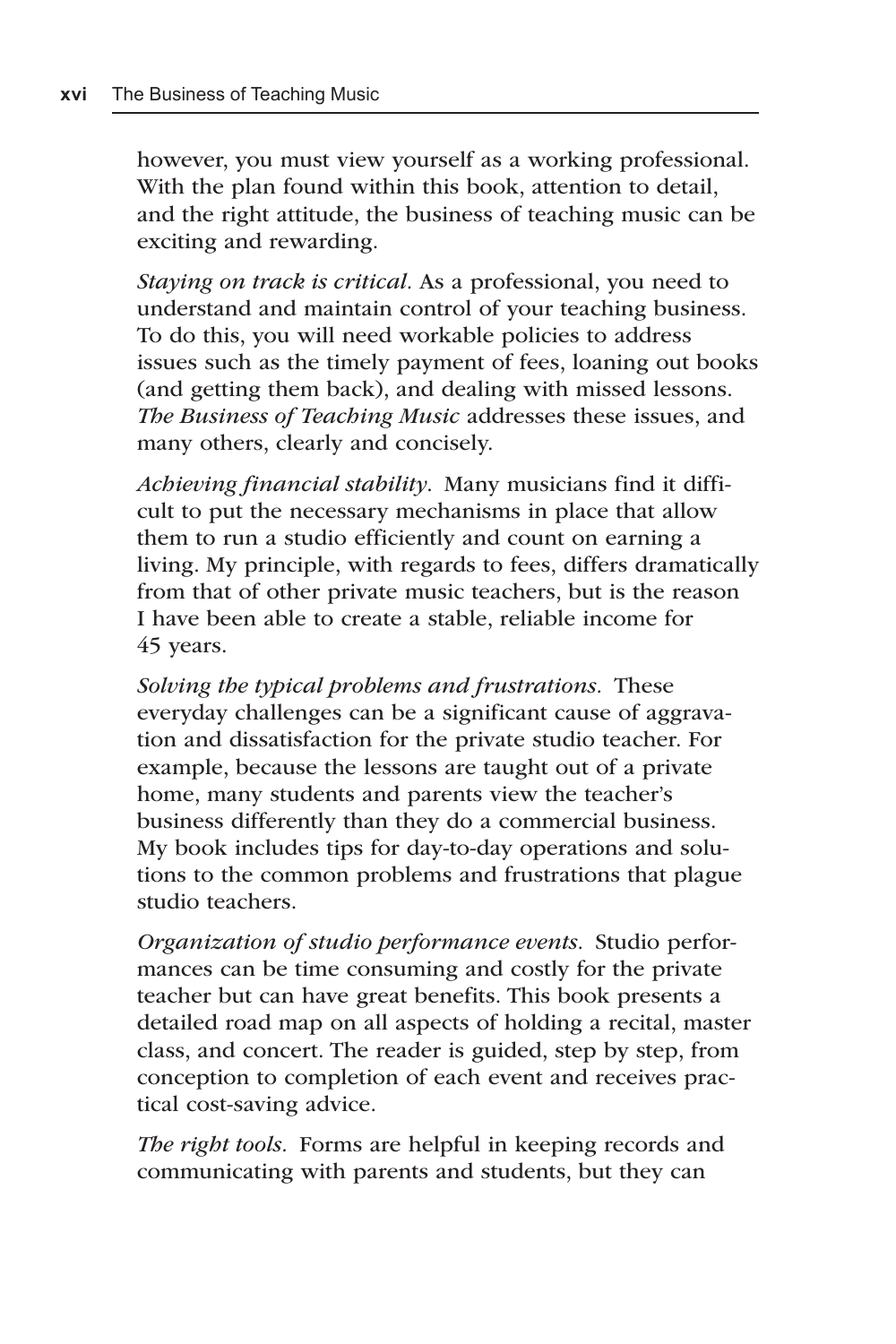however, you must view yourself as a working professional. With the plan found within this book, attention to detail, and the right attitude, the business of teaching music can be exciting and rewarding.

*Staying on track is critical.* As a professional, you need to understand and maintain control of your teaching business. To do this, you will need workable policies to address issues such as the timely payment of fees, loaning out books (and getting them back), and dealing with missed lessons. *The Business of Teaching Music* addresses these issues, and many others, clearly and concisely.

*Achieving financial stability.* Many musicians find it difficult to put the necessary mechanisms in place that allow them to run a studio efficiently and count on earning a living. My principle, with regards to fees, differs dramatically from that of other private music teachers, but is the reason I have been able to create a stable, reliable income for 45 years.

*Solving the typical problems and frustrations.* These everyday challenges can be a significant cause of aggravation and dissatisfaction for the private studio teacher. For example, because the lessons are taught out of a private home, many students and parents view the teacher's business differently than they do a commercial business. My book includes tips for day-to-day operations and solutions to the common problems and frustrations that plague studio teachers.

*Organization of studio performance events.* Studio performances can be time consuming and costly for the private teacher but can have great benefits. This book presents a detailed road map on all aspects of holding a recital, master class, and concert. The reader is guided, step by step, from conception to completion of each event and receives practical cost-saving advice.

*The right tools.* Forms are helpful in keeping records and communicating with parents and students, but they can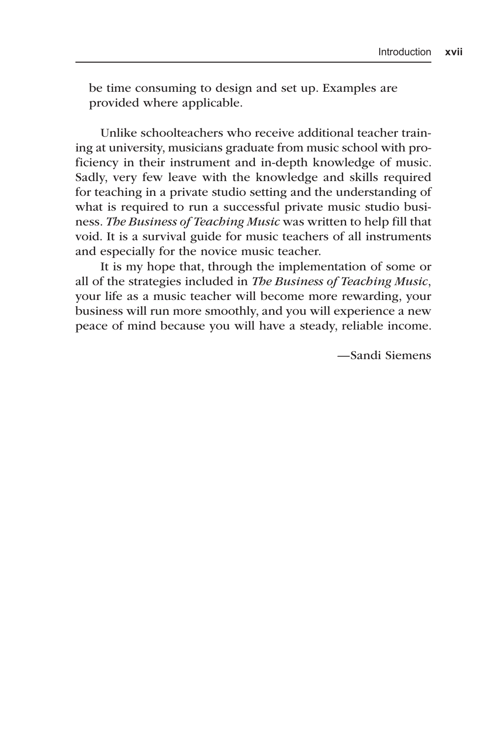be time consuming to design and set up. Examples are provided where applicable.

Unlike schoolteachers who receive additional teacher training at university, musicians graduate from music school with proficiency in their instrument and in-depth knowledge of music. Sadly, very few leave with the knowledge and skills required for teaching in a private studio setting and the understanding of what is required to run a successful private music studio business. *The Business of Teaching Music* was written to help fill that void. It is a survival guide for music teachers of all instruments and especially for the novice music teacher.

It is my hope that, through the implementation of some or all of the strategies included in *The Business of Teaching Music*, your life as a music teacher will become more rewarding, your business will run more smoothly, and you will experience a new peace of mind because you will have a steady, reliable income.

—Sandi Siemens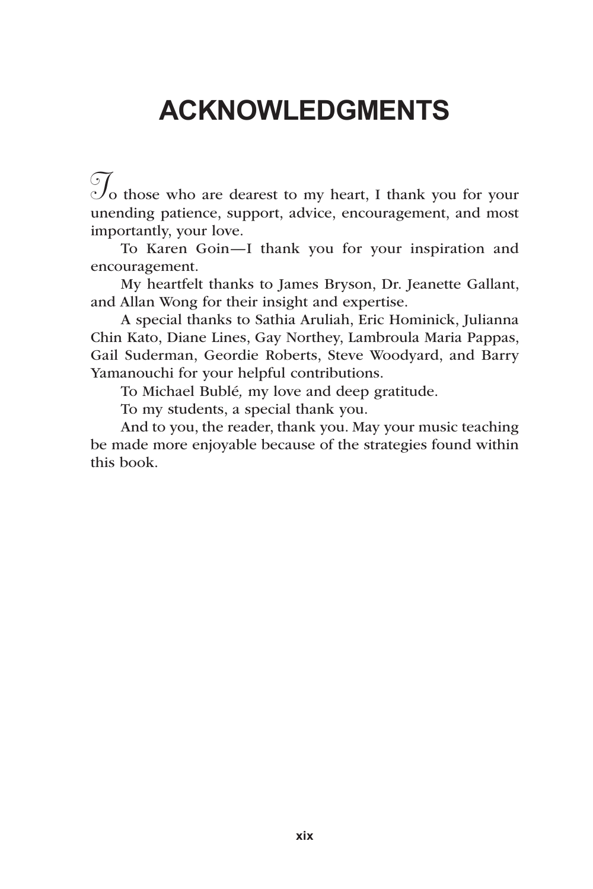# ACKNOWLEDGMENTS

To those who are dearest to my heart, I thank you for your unending patience, support, advice, encouragement, and most importantly, your love.

To Karen Goin—I thank you for your inspiration and encouragement.

My heartfelt thanks to James Bryson, Dr. Jeanette Gallant, and Allan Wong for their insight and expertise.

A special thanks to Sathia Aruliah, Eric Hominick, Julianna Chin Kato, Diane Lines, Gay Northey, Lambroula Maria Pappas, Gail Suderman, Geordie Roberts, Steve Woodyard, and Barry Yamanouchi for your helpful contributions.

To Michael Bublé, my love and deep gratitude.

To my students, a special thank you.

And to you, the reader, thank you. May your music teaching be made more enjoyable because of the strategies found within this book.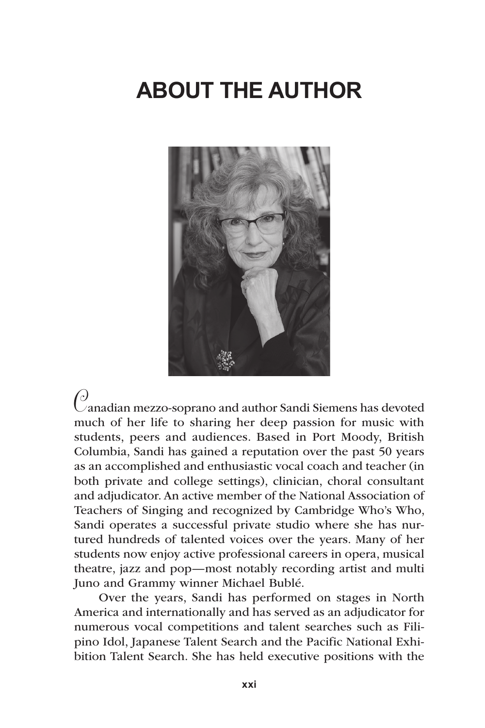# ABOUT THE AUTHOR

Canadian mezzo-soprano and author Sandi Siemens has devoted much of her life to sharing her deep passion for music with students, peers and audiences. Based in Port Moody, British Columbia, Sandi has gained a reputation over the past 50 years as an accomplished and enthusiastic vocal coach and teacher (in both private and college settings), clinician, choral consultant and adjudicator. An active member of the National Association of Teachers of Singing and recognized by Cambridge Who's Who, Sandi operates a successful private studio where she has nurtured hundreds of talented voices over the years. Many of her students now enjoy active professional careers in opera, musical theatre, jazz and pop—most notably recording artist and multi Juno and Grammy winner Michael Bublé.

Over the years, Sandi has performed on stages in North America and internationally and has served as an adjudicator for numerous vocal competitions and talent searches such as Filipino Idol, Japanese Talent Search and the Pacific National Exhibition Talent Search. She has held executive positions with the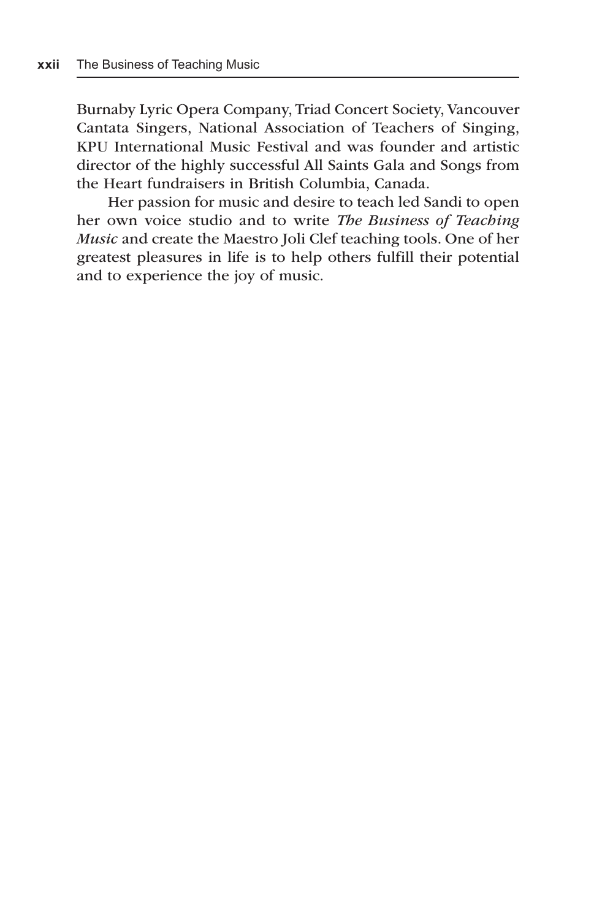Burnaby Lyric Opera Company, Triad Concert Society, Vancouver Cantata Singers, National Association of Teachers of Singing, KPU International Music Festival and was founder and artistic director of the highly successful All Saints Gala and Songs from the Heart fundraisers in British Columbia, Canada.

Her passion for music and desire to teach led Sandi to open her own voice studio and to write *The Business of Teaching Music* and create the Maestro Joli Clef teaching tools. One of her greatest pleasures in life is to help others fulfill their potential and to experience the joy of music.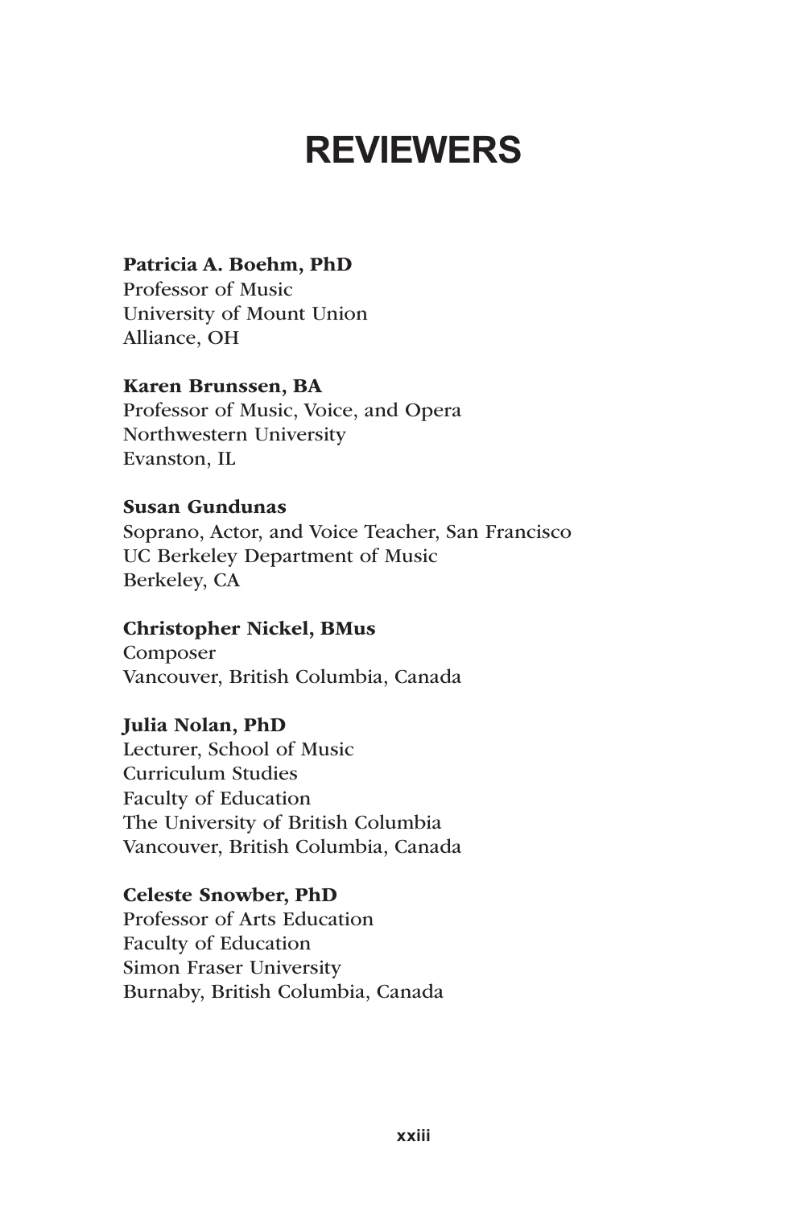# REVIEWERS

**Patricia A. Boehm, PhD**
Professor of Music
University of Mount Union
Alliance, OH

**Karen Brunssen, BA**
Professor of Music, Voice, and Opera
Northwestern University
Evanston, IL

**Susan Gundunas**
Soprano, Actor, and Voice Teacher, San Francisco
UC Berkeley Department of Music
Berkeley, CA

**Christopher Nickel, BMus**
Composer
Vancouver, British Columbia, Canada

**Julia Nolan, PhD**
Lecturer, School of Music
Curriculum Studies
Faculty of Education
The University of British Columbia
Vancouver, British Columbia, Canada

**Celeste Snowber, PhD**
Professor of Arts Education
Faculty of Education
Simon Fraser University
Burnaby, British Columbia, Canada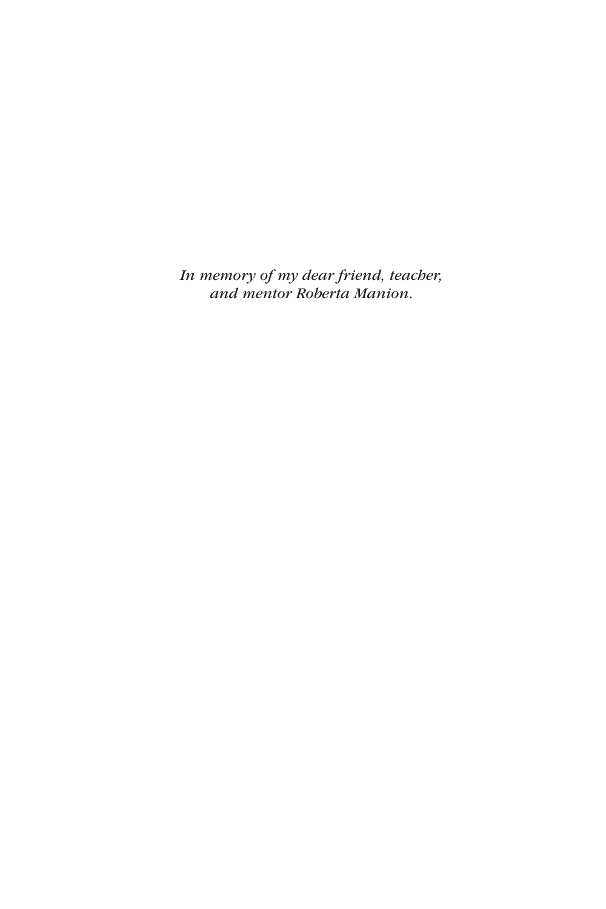*In memory of my dear friend, teacher,*
*and mentor Roberta Manion.*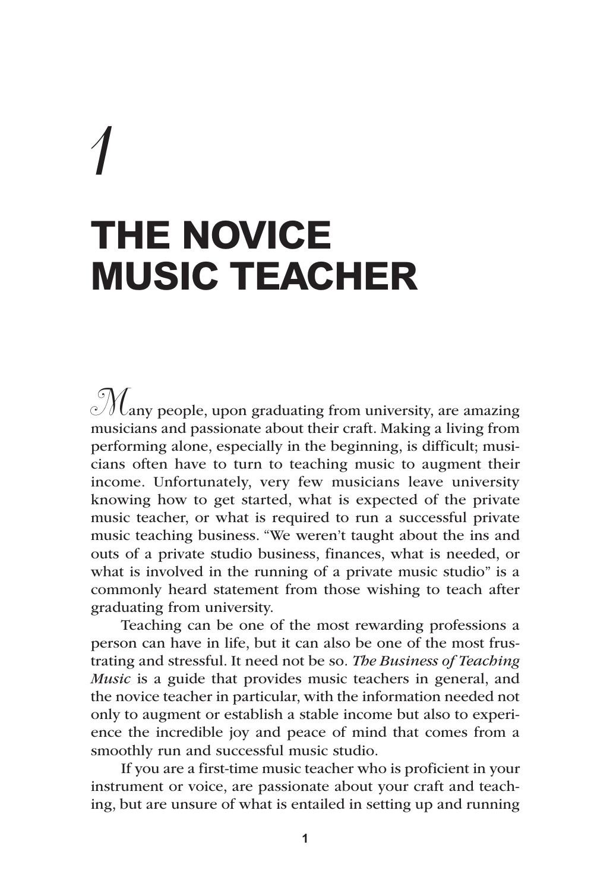# 1

# THE NOVICE MUSIC TEACHER

Many people, upon graduating from university, are amazing musicians and passionate about their craft. Making a living from performing alone, especially in the beginning, is difficult; musicians often have to turn to teaching music to augment their income. Unfortunately, very few musicians leave university knowing how to get started, what is expected of the private music teacher, or what is required to run a successful private music teaching business. "We weren't taught about the ins and outs of a private studio business, finances, what is needed, or what is involved in the running of a private music studio" is a commonly heard statement from those wishing to teach after graduating from university.

Teaching can be one of the most rewarding professions a person can have in life, but it can also be one of the most frustrating and stressful. It need not be so. *The Business of Teaching Music* is a guide that provides music teachers in general, and the novice teacher in particular, with the information needed not only to augment or establish a stable income but also to experience the incredible joy and peace of mind that comes from a smoothly run and successful music studio.

If you are a first-time music teacher who is proficient in your instrument or voice, are passionate about your craft and teaching, but are unsure of what is entailed in setting up and running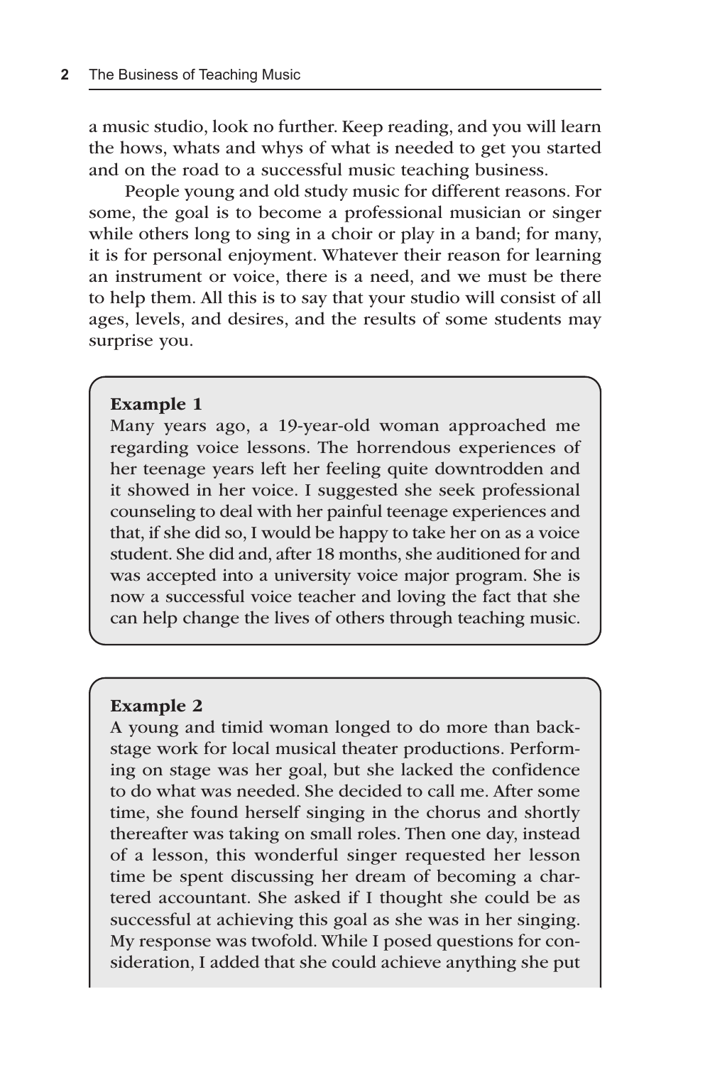a music studio, look no further. Keep reading, and you will learn the hows, whats and whys of what is needed to get you started and on the road to a successful music teaching business.

People young and old study music for different reasons. For some, the goal is to become a professional musician or singer while others long to sing in a choir or play in a band; for many, it is for personal enjoyment. Whatever their reason for learning an instrument or voice, there is a need, and we must be there to help them. All this is to say that your studio will consist of all ages, levels, and desires, and the results of some students may surprise you.

**Example 1**

Many years ago, a 19-year-old woman approached me regarding voice lessons. The horrendous experiences of her teenage years left her feeling quite downtrodden and it showed in her voice. I suggested she seek professional counseling to deal with her painful teenage experiences and that, if she did so, I would be happy to take her on as a voice student. She did and, after 18 months, she auditioned for and was accepted into a university voice major program. She is now a successful voice teacher and loving the fact that she can help change the lives of others through teaching music.

**Example 2**

A young and timid woman longed to do more than backstage work for local musical theater productions. Performing on stage was her goal, but she lacked the confidence to do what was needed. She decided to call me. After some time, she found herself singing in the chorus and shortly thereafter was taking on small roles. Then one day, instead of a lesson, this wonderful singer requested her lesson time be spent discussing her dream of becoming a chartered accountant. She asked if I thought she could be as successful at achieving this goal as she was in her singing. My response was twofold. While I posed questions for consideration, I added that she could achieve anything she put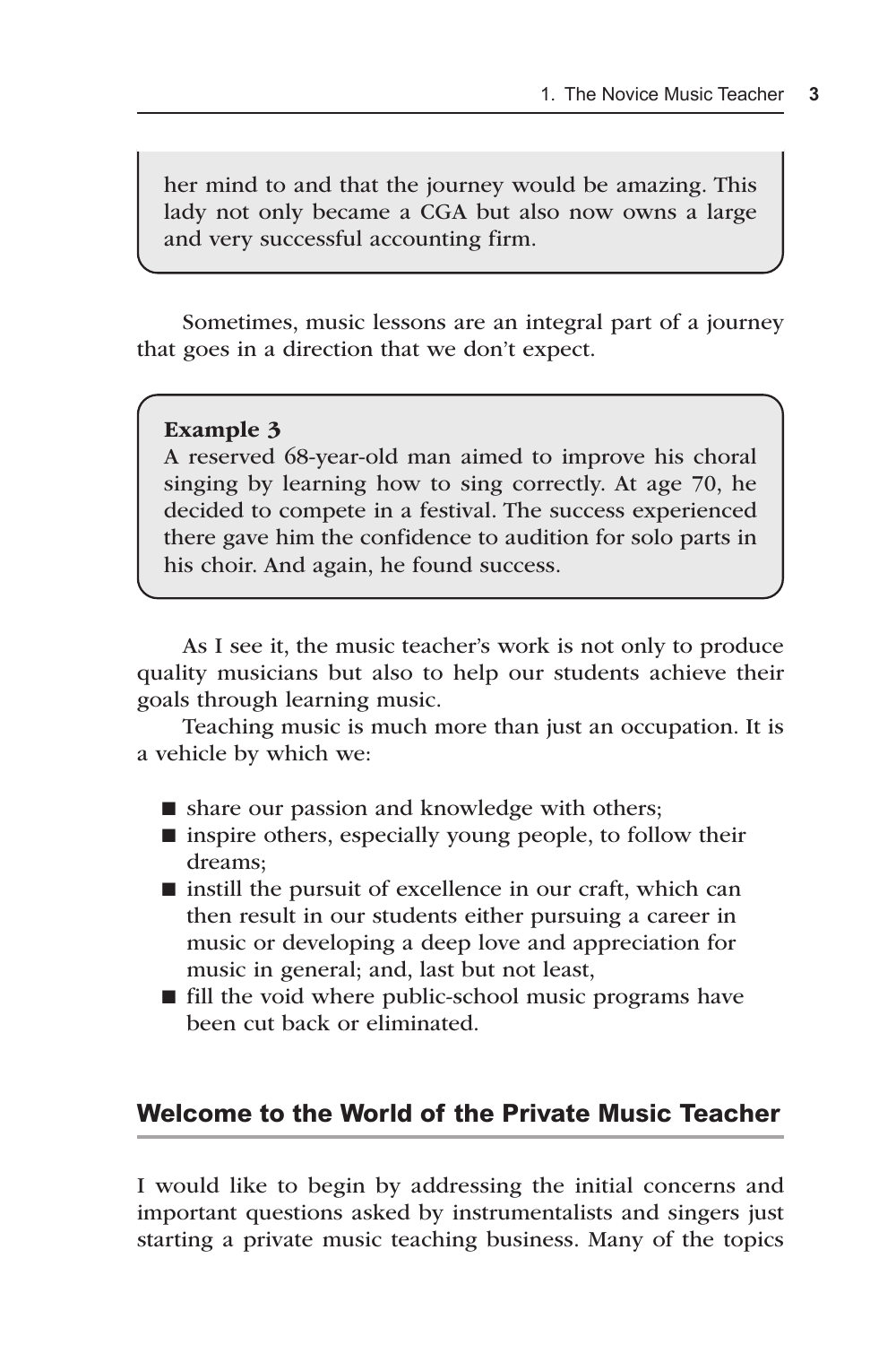her mind to and that the journey would be amazing. This lady not only became a CGA but also now owns a large and very successful accounting firm.

Sometimes, music lessons are an integral part of a journey that goes in a direction that we don't expect.

**Example 3**
A reserved 68-year-old man aimed to improve his choral singing by learning how to sing correctly. At age 70, he decided to compete in a festival. The success experienced there gave him the confidence to audition for solo parts in his choir. And again, he found success.

As I see it, the music teacher's work is not only to produce quality musicians but also to help our students achieve their goals through learning music.

Teaching music is much more than just an occupation. It is a vehicle by which we:

- share our passion and knowledge with others;
- inspire others, especially young people, to follow their dreams;
- instill the pursuit of excellence in our craft, which can then result in our students either pursuing a career in music or developing a deep love and appreciation for music in general; and, last but not least,
- fill the void where public-school music programs have been cut back or eliminated.

## Welcome to the World of the Private Music Teacher

I would like to begin by addressing the initial concerns and important questions asked by instrumentalists and singers just starting a private music teaching business. Many of the topics